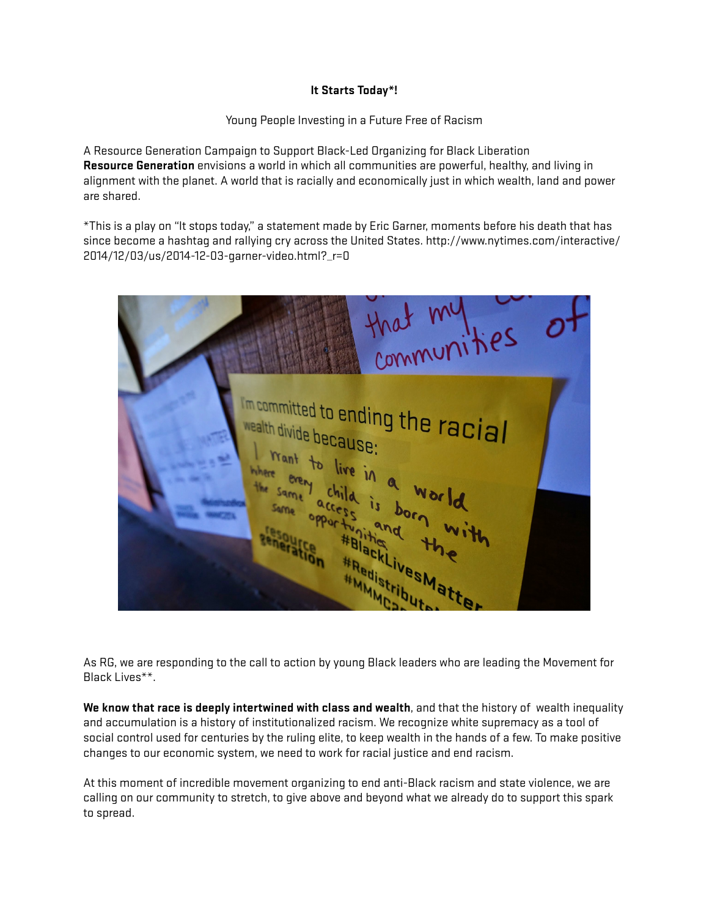**It Starts Today*!**

Young People Investing in a Future Free of Racism

A Resource Generation Campaign to Support Black-Led Organizing for Black Liberation
**Resource Generation** envisions a world in which all communities are powerful, healthy, and living in alignment with the planet. A world that is racially and economically just in which wealth, land and power are shared.

*This is a play on "It stops today," a statement made by Eric Garner, moments before his death that has since become a hashtag and rallying cry across the United States. http://www.nytimes.com/interactive/2014/12/03/us/2014-12-03-garner-video.html?_r=0

As RG, we are responding to the call to action by young Black leaders who are leading the Movement for Black Lives**.

**We know that race is deeply intertwined with class and wealth**, and that the history of wealth inequality and accumulation is a history of institutionalized racism. We recognize white supremacy as a tool of social control used for centuries by the ruling elite, to keep wealth in the hands of a few. To make positive changes to our economic system, we need to work for racial justice and end racism.

At this moment of incredible movement organizing to end anti-Black racism and state violence, we are calling on our community to stretch, to give above and beyond what we already do to support this spark to spread.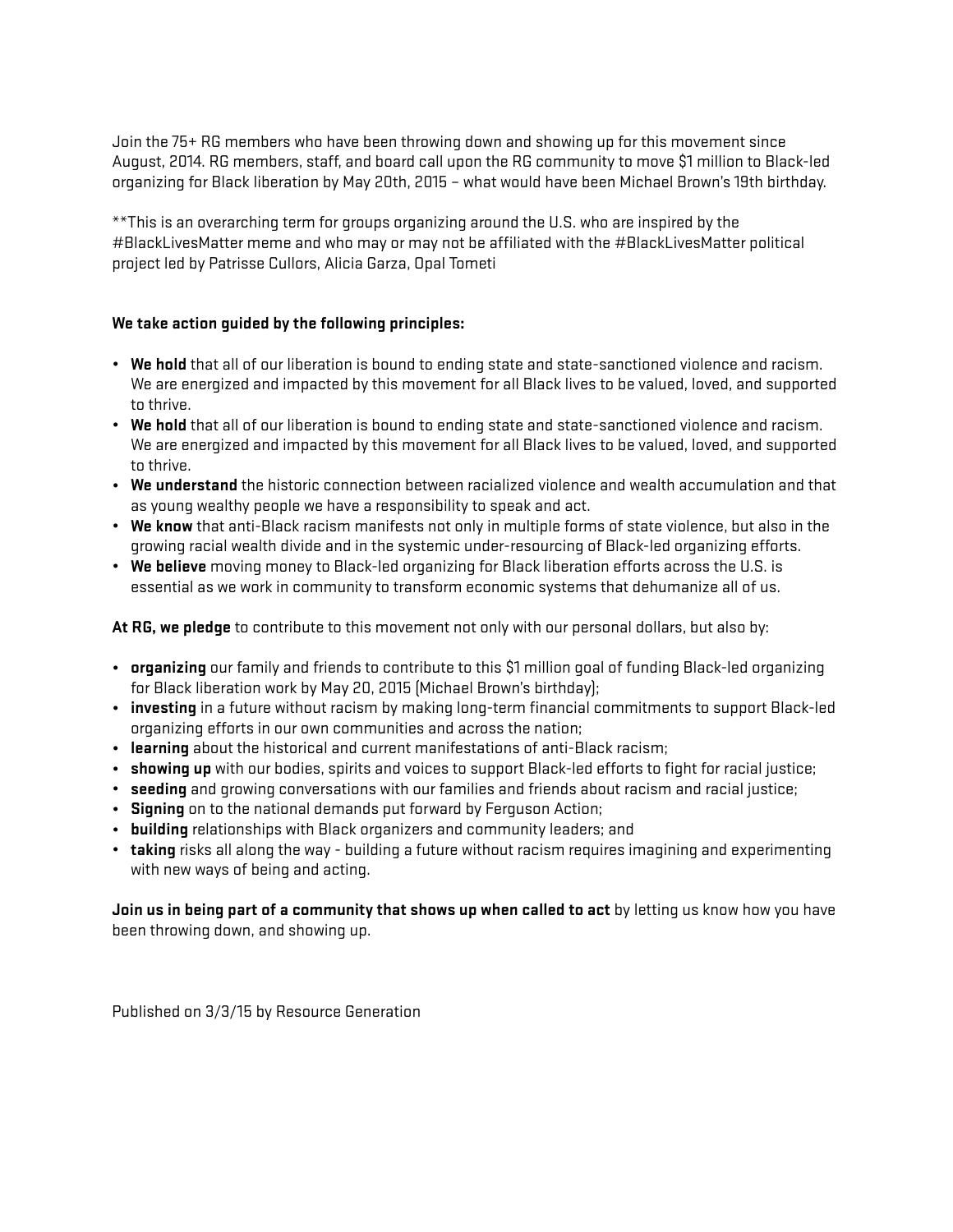Join the 75+ RG members who have been throwing down and showing up for this movement since August, 2014. RG members, staff, and board call upon the RG community to move $1 million to Black-led organizing for Black liberation by May 20th, 2015 – what would have been Michael Brown's 19th birthday.

**This is an overarching term for groups organizing around the U.S. who are inspired by the #BlackLivesMatter meme and who may or may not be affiliated with the #BlackLivesMatter political project led by Patrisse Cullors, Alicia Garza, Opal Tometi

**We take action guided by the following principles:**

- **We hold** that all of our liberation is bound to ending state and state-sanctioned violence and racism. We are energized and impacted by this movement for all Black lives to be valued, loved, and supported to thrive.
- **We hold** that all of our liberation is bound to ending state and state-sanctioned violence and racism. We are energized and impacted by this movement for all Black lives to be valued, loved, and supported to thrive.
- **We understand** the historic connection between racialized violence and wealth accumulation and that as young wealthy people we have a responsibility to speak and act.
- **We know** that anti-Black racism manifests not only in multiple forms of state violence, but also in the growing racial wealth divide and in the systemic under-resourcing of Black-led organizing efforts.
- **We believe** moving money to Black-led organizing for Black liberation efforts across the U.S. is essential as we work in community to transform economic systems that dehumanize all of us.

**At RG, we pledge** to contribute to this movement not only with our personal dollars, but also by:

- **organizing** our family and friends to contribute to this $1 million goal of funding Black-led organizing for Black liberation work by May 20, 2015 (Michael Brown's birthday);
- **investing** in a future without racism by making long-term financial commitments to support Black-led organizing efforts in our own communities and across the nation;
- **learning** about the historical and current manifestations of anti-Black racism;
- **showing up** with our bodies, spirits and voices to support Black-led efforts to fight for racial justice;
- **seeding** and growing conversations with our families and friends about racism and racial justice;
- **Signing** on to the national demands put forward by Ferguson Action;
- **building** relationships with Black organizers and community leaders; and
- **taking** risks all along the way - building a future without racism requires imagining and experimenting with new ways of being and acting.

**Join us in being part of a community that shows up when called to act** by letting us know how you have been throwing down, and showing up.

Published on 3/3/15 by Resource Generation